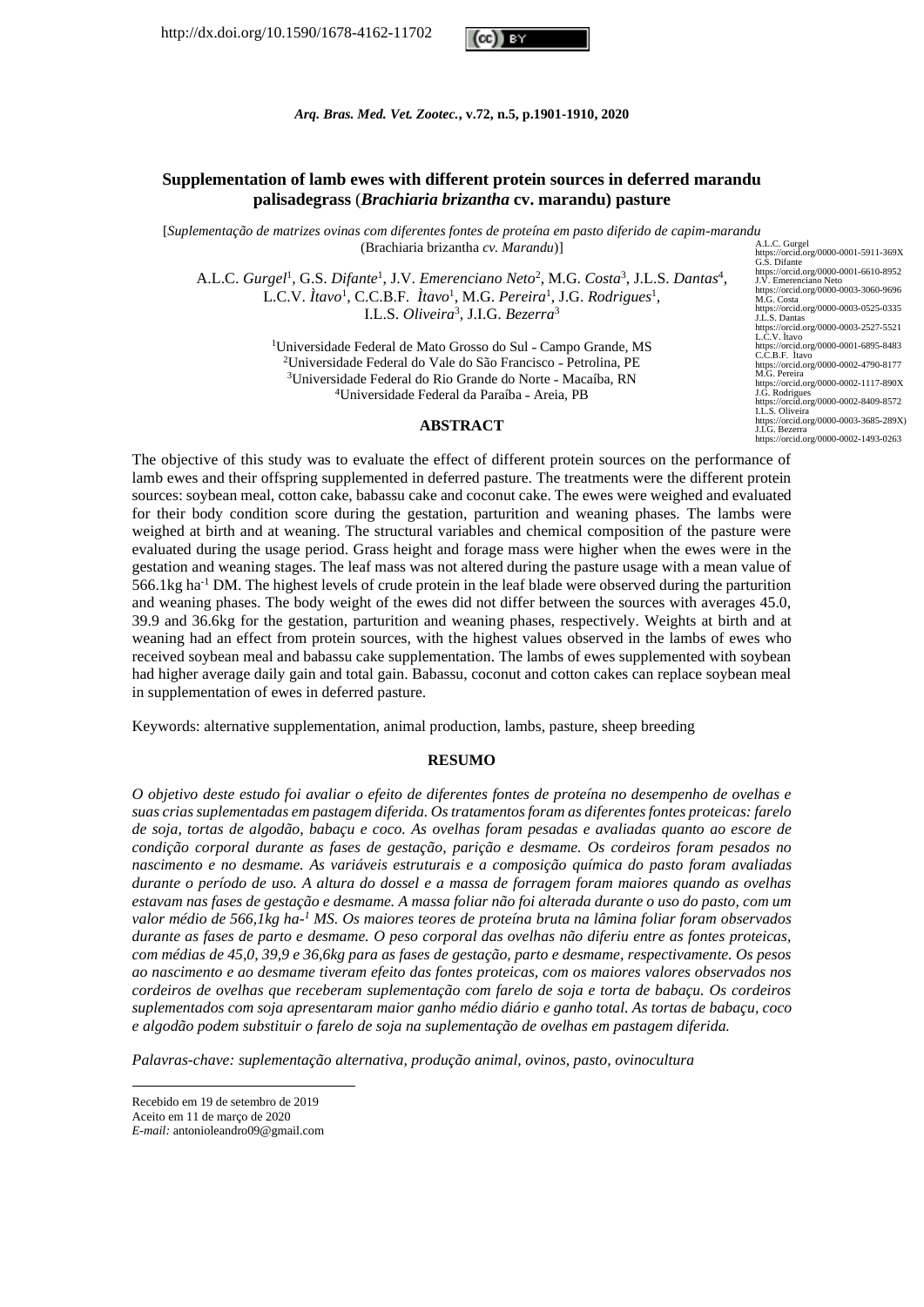http://dx.doi.org/10.1590/1678-4162-11702

*Arq. Bras. Med. Vet. Zootec.*, v.72, n.5, p.1901-1910, 2020

# Supplementation of lamb ewes with different protein sources in deferred marandu palisadegrass (*Brachiaria brizantha* cv. marandu) pasture

[*Suplementação de matrizes ovinas com diferentes fontes de proteína em pasto diferido de capim-marandu* (Brachiaria brizantha *cv. Marandu*)]

A.L.C. *Gurgel*[1], G.S. *Difante*[1], J.V. *Emerenciano Neto*[2], M.G. *Costa*[3], J.L.S. *Dantas*[4], L.C.V. *Ítavo*[1], C.C.B.F. *Ítavo*[1], M.G. *Pereira*[1], J.G. *Rodrigues*[1], I.L.S. *Oliveira*[3], J.I.G. *Bezerra*[3]

[1]Universidade Federal de Mato Grosso do Sul - Campo Grande, MS
[2]Universidade Federal do Vale do São Francisco - Petrolina, PE
[3]Universidade Federal do Rio Grande do Norte - Macaíba, RN
[4]Universidade Federal da Paraíba - Areia, PB

A.L.C. Gurgel https://orcid.org/0000-0001-5911-369X
G.S. Difante https://orcid.org/0000-0001-6610-8952
J.V. Emerenciano Neto https://orcid.org/0000-0003-3060-9696
M.G. Costa https://orcid.org/0000-0003-0525-0335
J.L.S. Dantas https://orcid.org/0000-0003-2527-5521
L.C.V. Ítavo https://orcid.org/0000-0001-6895-8483
C.C.B.F. Ítavo https://orcid.org/0000-0002-4790-8177
M.G. Pereira https://orcid.org/0000-0002-1117-890X
J.G. Rodrigues https://orcid.org/0000-0002-8409-8572
I.L.S. Oliveira https://orcid.org/0000-0003-3685-289X)
J.I.G. Bezerra https://orcid.org/0000-0002-1493-0263

## ABSTRACT

The objective of this study was to evaluate the effect of different protein sources on the performance of lamb ewes and their offspring supplemented in deferred pasture. The treatments were the different protein sources: soybean meal, cotton cake, babassu cake and coconut cake. The ewes were weighed and evaluated for their body condition score during the gestation, parturition and weaning phases. The lambs were weighed at birth and at weaning. The structural variables and chemical composition of the pasture were evaluated during the usage period. Grass height and forage mass were higher when the ewes were in the gestation and weaning stages. The leaf mass was not altered during the pasture usage with a mean value of 566.1kg ha$^{-1}$ DM. The highest levels of crude protein in the leaf blade were observed during the parturition and weaning phases. The body weight of the ewes did not differ between the sources with averages 45.0, 39.9 and 36.6kg for the gestation, parturition and weaning phases, respectively. Weights at birth and at weaning had an effect from protein sources, with the highest values observed in the lambs of ewes who received soybean meal and babassu cake supplementation. The lambs of ewes supplemented with soybean had higher average daily gain and total gain. Babassu, coconut and cotton cakes can replace soybean meal in supplementation of ewes in deferred pasture.

Keywords: alternative supplementation, animal production, lambs, pasture, sheep breeding

## RESUMO

*O objetivo deste estudo foi avaliar o efeito de diferentes fontes de proteína no desempenho de ovelhas e suas crias suplementadas em pastagem diferida. Os tratamentos foram as diferentes fontes proteicas: farelo de soja, tortas de algodão, babaçu e coco. As ovelhas foram pesadas e avaliadas quanto ao escore de condição corporal durante as fases de gestação, parição e desmame. Os cordeiros foram pesados no nascimento e no desmame. As variáveis estruturais e a composição química do pasto foram avaliadas durante o período de uso. A altura do dossel e a massa de forragem foram maiores quando as ovelhas estavam nas fases de gestação e desmame. A massa foliar não foi alterada durante o uso do pasto, com um valor médio de 566,1kg ha-$^{1}$ MS. Os maiores teores de proteína bruta na lâmina foliar foram observados durante as fases de parto e desmame. O peso corporal das ovelhas não diferiu entre as fontes proteicas, com médias de 45,0, 39,9 e 36,6kg para as fases de gestação, parto e desmame, respectivamente. Os pesos ao nascimento e ao desmame tiveram efeito das fontes proteicas, com os maiores valores observados nos cordeiros de ovelhas que receberam suplementação com farelo de soja e torta de babaçu. Os cordeiros suplementados com soja apresentaram maior ganho médio diário e ganho total. As tortas de babaçu, coco e algodão podem substituir o farelo de soja na suplementação de ovelhas em pastagem diferida.*

*Palavras-chave: suplementação alternativa, produção animal, ovinos, pasto, ovinocultura*

---

Recebido em 19 de setembro de 2019
Aceito em 11 de março de 2020
*E-mail:* antonioleandro09@gmail.com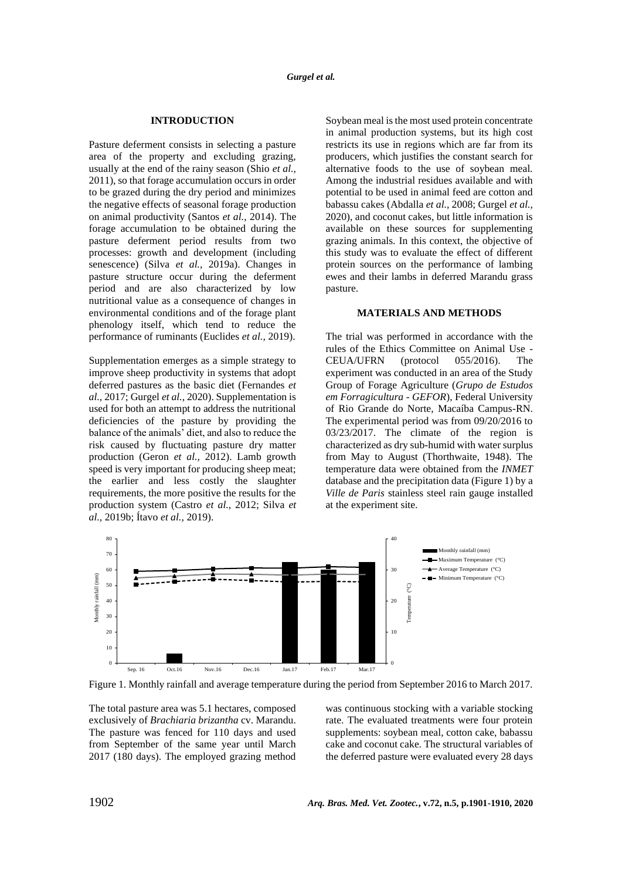## INTRODUCTION

Pasture deferment consists in selecting a pasture area of the property and excluding grazing, usually at the end of the rainy season (Shio *et al.,* 2011), so that forage accumulation occurs in order to be grazed during the dry period and minimizes the negative effects of seasonal forage production on animal productivity (Santos *et al.,* 2014). The forage accumulation to be obtained during the pasture deferment period results from two processes: growth and development (including senescence) (Silva *et al.,* 2019a). Changes in pasture structure occur during the deferment period and are also characterized by low nutritional value as a consequence of changes in environmental conditions and of the forage plant phenology itself, which tend to reduce the performance of ruminants (Euclides *et al.,* 2019).

Supplementation emerges as a simple strategy to improve sheep productivity in systems that adopt deferred pastures as the basic diet (Fernandes *et al.,* 2017; Gurgel *et al.,* 2020). Supplementation is used for both an attempt to address the nutritional deficiencies of the pasture by providing the balance of the animals' diet, and also to reduce the risk caused by fluctuating pasture dry matter production (Geron *et al.,* 2012). Lamb growth speed is very important for producing sheep meat; the earlier and less costly the slaughter requirements, the more positive the results for the production system (Castro *et al.,* 2012; Silva *et al.,* 2019b; Ítavo *et al.,* 2019).

Soybean meal is the most used protein concentrate in animal production systems, but its high cost restricts its use in regions which are far from its producers, which justifies the constant search for alternative foods to the use of soybean meal. Among the industrial residues available and with potential to be used in animal feed are cotton and babassu cakes (Abdalla *et al.,* 2008; Gurgel *et al.,* 2020), and coconut cakes, but little information is available on these sources for supplementing grazing animals. In this context, the objective of this study was to evaluate the effect of different protein sources on the performance of lambing ewes and their lambs in deferred Marandu grass pasture.

## MATERIALS AND METHODS

The trial was performed in accordance with the rules of the Ethics Committee on Animal Use - CEUA/UFRN (protocol 055/2016). The experiment was conducted in an area of the Study Group of Forage Agriculture (*Grupo de Estudos em Forragicultura - GEFOR*), Federal University of Rio Grande do Norte, Macaíba Campus-RN. The experimental period was from 09/20/2016 to 03/23/2017. The climate of the region is characterized as dry sub-humid with water surplus from May to August (Thorthwaite, 1948). The temperature data were obtained from the *INMET* database and the precipitation data (Figure 1) by a *Ville de Paris* stainless steel rain gauge installed at the experiment site.

Figure 1. Monthly rainfall and average temperature during the period from September 2016 to March 2017.

The total pasture area was 5.1 hectares, composed exclusively of *Brachiaria brizantha* cv. Marandu. The pasture was fenced for 110 days and used from September of the same year until March 2017 (180 days). The employed grazing method was continuous stocking with a variable stocking rate. The evaluated treatments were four protein supplements: soybean meal, cotton cake, babassu cake and coconut cake. The structural variables of the deferred pasture were evaluated every 28 days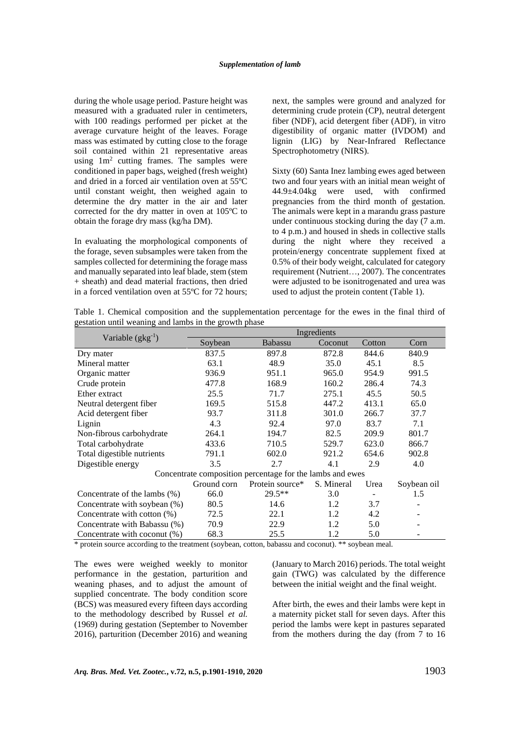during the whole usage period. Pasture height was measured with a graduated ruler in centimeters, with 100 readings performed per picket at the average curvature height of the leaves. Forage mass was estimated by cutting close to the forage soil contained within 21 representative areas using $1m^2$ cutting frames. The samples were conditioned in paper bags, weighed (fresh weight) and dried in a forced air ventilation oven at 55ºC until constant weight, then weighed again to determine the dry matter in the air and later corrected for the dry matter in oven at 105ºC to obtain the forage dry mass (kg/ha DM).

In evaluating the morphological components of the forage, seven subsamples were taken from the samples collected for determining the forage mass and manually separated into leaf blade, stem (stem + sheath) and dead material fractions, then dried in a forced ventilation oven at 55ºC for 72 hours; next, the samples were ground and analyzed for determining crude protein (CP), neutral detergent fiber (NDF), acid detergent fiber (ADF), in vitro digestibility of organic matter (IVDOM) and lignin (LIG) by Near-Infrared Reflectance Spectrophotometry (NIRS).

Sixty (60) Santa Inez lambing ewes aged between two and four years with an initial mean weight of 44.9±4.04kg were used, with confirmed pregnancies from the third month of gestation. The animals were kept in a marandu grass pasture under continuous stocking during the day (7 a.m. to 4 p.m.) and housed in sheds in collective stalls during the night where they received a protein/energy concentrate supplement fixed at 0.5% of their body weight, calculated for category requirement (Nutrient…, 2007). The concentrates were adjusted to be isonitrogenated and urea was used to adjust the protein content (Table 1).

Table 1. Chemical composition and the supplementation percentage for the ewes in the final third of gestation until weaning and lambs in the growth phase

| Variable ($gkg^{-1}$) | Ingredients | | | | |
|---|---|---|---|---|---|
| | Soybean | Babassu | Coconut | Cotton | Corn |
| Dry mater | 837.5 | 897.8 | 872.8 | 844.6 | 840.9 |
| Mineral matter | 63.1 | 48.9 | 35.0 | 45.1 | 8.5 |
| Organic matter | 936.9 | 951.1 | 965.0 | 954.9 | 991.5 |
| Crude protein | 477.8 | 168.9 | 160.2 | 286.4 | 74.3 |
| Ether extract | 25.5 | 71.7 | 275.1 | 45.5 | 50.5 |
| Neutral detergent fiber | 169.5 | 515.8 | 447.2 | 413.1 | 65.0 |
| Acid detergent fiber | 93.7 | 311.8 | 301.0 | 266.7 | 37.7 |
| Lignin | 4.3 | 92.4 | 97.0 | 83.7 | 7.1 |
| Non-fibrous carbohydrate | 264.1 | 194.7 | 82.5 | 209.9 | 801.7 |
| Total carbohydrate | 433.6 | 710.5 | 529.7 | 623.0 | 866.7 |
| Total digestible nutrients | 791.1 | 602.0 | 921.2 | 654.6 | 902.8 |
| Digestible energy | 3.5 | 2.7 | 4.1 | 2.9 | 4.0 |
| Concentrate composition percentage for the lambs and ewes | | | | | |
| | Ground corn | Protein source* | S. Mineral | Urea | Soybean oil |
| Concentrate of the lambs (%) | 66.0 | 29.5** | 3.0 | - | 1.5 |
| Concentrate with soybean (%) | 80.5 | 14.6 | 1.2 | 3.7 | - |
| Concentrate with cotton (%) | 72.5 | 22.1 | 1.2 | 4.2 | - |
| Concentrate with Babassu (%) | 70.9 | 22.9 | 1.2 | 5.0 | - |
| Concentrate with coconut (%) | 68.3 | 25.5 | 1.2 | 5.0 | - |

\* protein source according to the treatment (soybean, cotton, babassu and coconut). ** soybean meal.

The ewes were weighed weekly to monitor performance in the gestation, parturition and weaning phases, and to adjust the amount of supplied concentrate. The body condition score (BCS) was measured every fifteen days according to the methodology described by Russel *et al.* (1969) during gestation (September to November 2016), parturition (December 2016) and weaning (January to March 2016) periods. The total weight gain (TWG) was calculated by the difference between the initial weight and the final weight.

After birth, the ewes and their lambs were kept in a maternity picket stall for seven days. After this period the lambs were kept in pastures separated from the mothers during the day (from 7 to 16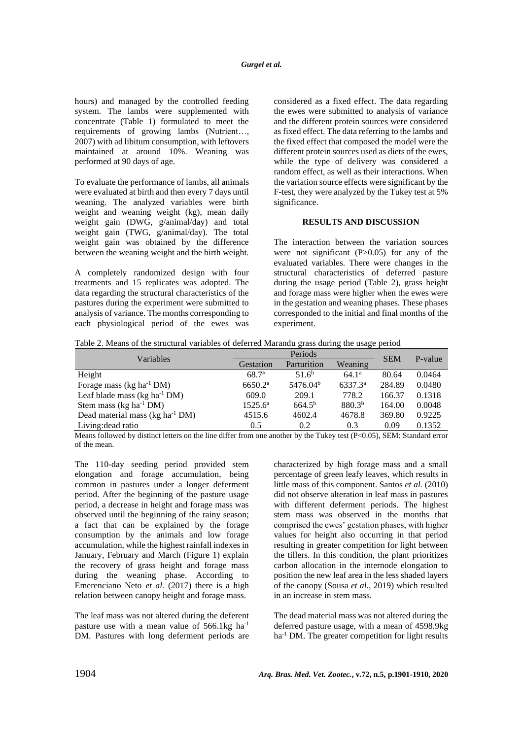hours) and managed by the controlled feeding system. The lambs were supplemented with concentrate (Table 1) formulated to meet the requirements of growing lambs (Nutrient…, 2007) with ad libitum consumption, with leftovers maintained at around 10%. Weaning was performed at 90 days of age.

To evaluate the performance of lambs, all animals were evaluated at birth and then every 7 days until weaning. The analyzed variables were birth weight and weaning weight (kg), mean daily weight gain (DWG, g/animal/day) and total weight gain (TWG, g/animal/day). The total weight gain was obtained by the difference between the weaning weight and the birth weight.

A completely randomized design with four treatments and 15 replicates was adopted. The data regarding the structural characteristics of the pastures during the experiment were submitted to analysis of variance. The months corresponding to each physiological period of the ewes was considered as a fixed effect. The data regarding the ewes were submitted to analysis of variance and the different protein sources were considered as fixed effect. The data referring to the lambs and the fixed effect that composed the model were the different protein sources used as diets of the ewes, while the type of delivery was considered a random effect, as well as their interactions. When the variation source effects were significant by the F-test, they were analyzed by the Tukey test at 5% significance.

## RESULTS AND DISCUSSION

The interaction between the variation sources were not significant (P>0.05) for any of the evaluated variables. There were changes in the structural characteristics of deferred pasture during the usage period (Table 2), grass height and forage mass were higher when the ewes were in the gestation and weaning phases. These phases corresponded to the initial and final months of the experiment.

Table 2. Means of the structural variables of deferred Marandu grass during the usage period

| Variables | Periods | | | SEM | P-value |
|---|---|---|---|---|---|
| | Gestation | Parturition | Weaning | | |
| Height | $68.7^{a}$ | $51.6^{b}$ | $64.1^{a}$ | 80.64 | 0.0464 |
| Forage mass (kg ha$^{-1}$ DM) | $6650.2^{a}$ | $5476.04^{b}$ | $6337.3^{a}$ | 284.89 | 0.0480 |
| Leaf blade mass (kg ha$^{-1}$ DM) | 609.0 | 209.1 | 778.2 | 166.37 | 0.1318 |
| Stem mass (kg ha$^{-1}$ DM) | $1525.6^{a}$ | $664.5^{b}$ | $880.3^{b}$ | 164.00 | 0.0048 |
| Dead material mass (kg ha$^{-1}$ DM) | 4515.6 | 4602.4 | 4678.8 | 369.80 | 0.9225 |
| Living:dead ratio | 0.5 | 0.2 | 0.3 | 0.09 | 0.1352 |

Means followed by distinct letters on the line differ from one another by the Tukey test (P<0.05), SEM: Standard error of the mean.

The 110-day seeding period provided stem elongation and forage accumulation, being common in pastures under a longer deferment period. After the beginning of the pasture usage period, a decrease in height and forage mass was observed until the beginning of the rainy season; a fact that can be explained by the forage consumption by the animals and low forage accumulation, while the highest rainfall indexes in January, February and March (Figure 1) explain the recovery of grass height and forage mass during the weaning phase. According to Emerenciano Neto *et al.* (2017) there is a high relation between canopy height and forage mass.

The leaf mass was not altered during the deferent pasture use with a mean value of 566.1kg ha$^{-1}$ DM. Pastures with long deferment periods are characterized by high forage mass and a small percentage of green leafy leaves, which results in little mass of this component. Santos *et al.* (2010) did not observe alteration in leaf mass in pastures with different deferment periods. The highest stem mass was observed in the months that comprised the ewes' gestation phases, with higher values for height also occurring in that period resulting in greater competition for light between the tillers. In this condition, the plant prioritizes carbon allocation in the internode elongation to position the new leaf area in the less shaded layers of the canopy (Sousa *et al.,* 2019) which resulted in an increase in stem mass.

The dead material mass was not altered during the deferred pasture usage, with a mean of 4598.9kg ha$^{-1}$ DM. The greater competition for light results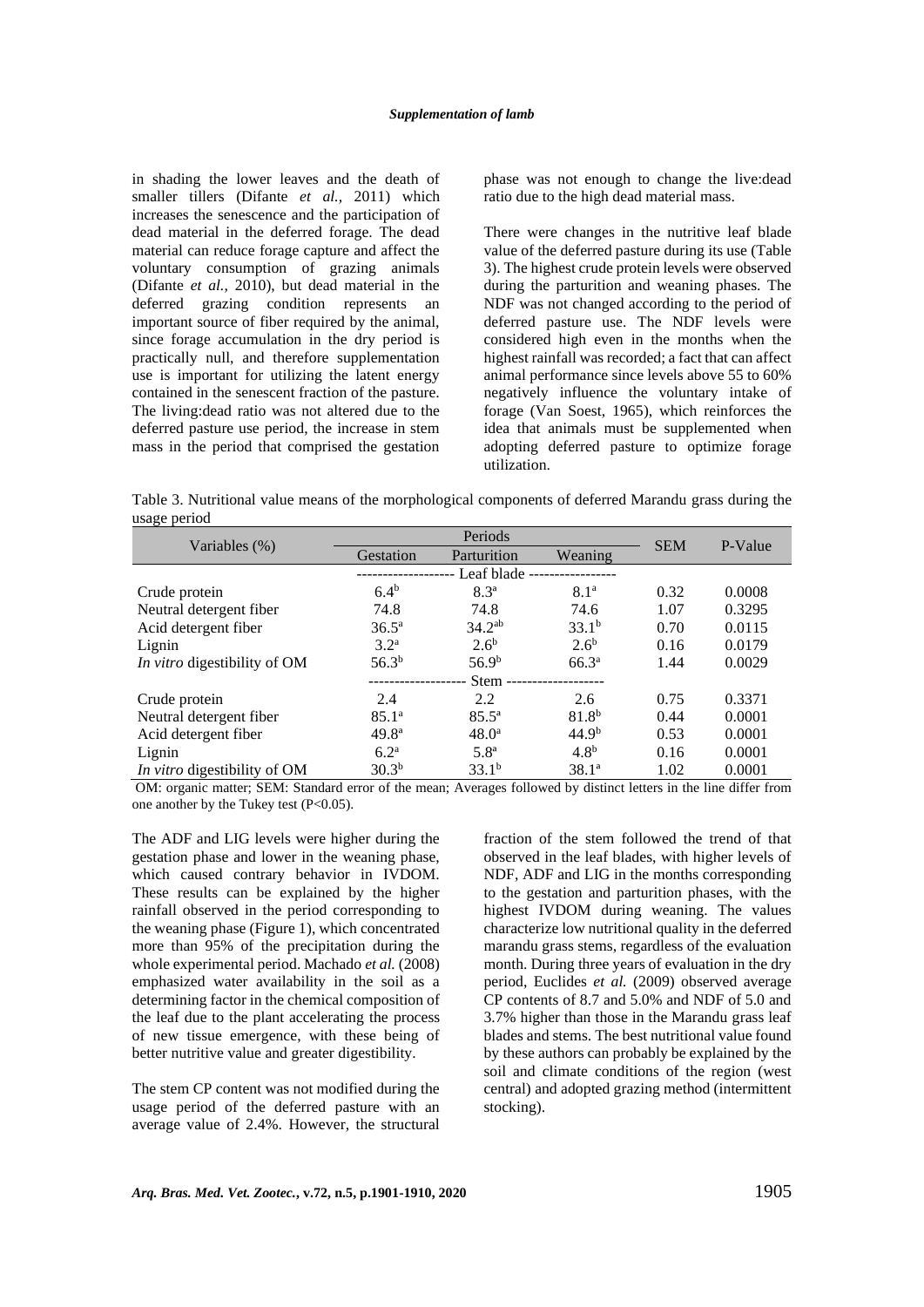in shading the lower leaves and the death of smaller tillers (Difante *et al.,* 2011) which increases the senescence and the participation of dead material in the deferred forage. The dead material can reduce forage capture and affect the voluntary consumption of grazing animals (Difante *et al.,* 2010), but dead material in the deferred grazing condition represents an important source of fiber required by the animal, since forage accumulation in the dry period is practically null, and therefore supplementation use is important for utilizing the latent energy contained in the senescent fraction of the pasture. The living:dead ratio was not altered due to the deferred pasture use period, the increase in stem mass in the period that comprised the gestation phase was not enough to change the live:dead ratio due to the high dead material mass.

There were changes in the nutritive leaf blade value of the deferred pasture during its use (Table 3). The highest crude protein levels were observed during the parturition and weaning phases. The NDF was not changed according to the period of deferred pasture use. The NDF levels were considered high even in the months when the highest rainfall was recorded; a fact that can affect animal performance since levels above 55 to 60% negatively influence the voluntary intake of forage (Van Soest, 1965), which reinforces the idea that animals must be supplemented when adopting deferred pasture to optimize forage utilization.

Table 3. Nutritional value means of the morphological components of deferred Marandu grass during the usage period

| Variables (%) | Periods | | | SEM | P-Value |
|---|---|---|---|---|---|
| | Gestation | Parturition | Weaning | | |
| ------------------- Leaf blade ----------------- | | | | | |
| Crude protein | 6.4[b] | 8.3[a] | 8.1[a] | 0.32 | 0.0008 |
| Neutral detergent fiber | 74.8 | 74.8 | 74.6 | 1.07 | 0.3295 |
| Acid detergent fiber | 36.5[a] | 34.2[ab] | 33.1[b] | 0.70 | 0.0115 |
| Lignin | 3.2[a] | 2.6[b] | 2.6[b] | 0.16 | 0.0179 |
| *In vitro* digestibility of OM | 56.3[b] | 56.9[b] | 66.3[a] | 1.44 | 0.0029 |
| ------------------- Stem ------------------- | | | | | |
| Crude protein | 2.4 | 2.2 | 2.6 | 0.75 | 0.3371 |
| Neutral detergent fiber | 85.1[a] | 85.5[a] | 81.8[b] | 0.44 | 0.0001 |
| Acid detergent fiber | 49.8[a] | 48.0[a] | 44.9[b] | 0.53 | 0.0001 |
| Lignin | 6.2[a] | 5.8[a] | 4.8[b] | 0.16 | 0.0001 |
| *In vitro* digestibility of OM | 30.3[b] | 33.1[b] | 38.1[a] | 1.02 | 0.0001 |

OM: organic matter; SEM: Standard error of the mean; Averages followed by distinct letters in the line differ from one another by the Tukey test ($P<0.05$).

The ADF and LIG levels were higher during the gestation phase and lower in the weaning phase, which caused contrary behavior in IVDOM. These results can be explained by the higher rainfall observed in the period corresponding to the weaning phase (Figure 1), which concentrated more than 95% of the precipitation during the whole experimental period. Machado *et al.* (2008) emphasized water availability in the soil as a determining factor in the chemical composition of the leaf due to the plant accelerating the process of new tissue emergence, with these being of better nutritive value and greater digestibility.

The stem CP content was not modified during the usage period of the deferred pasture with an average value of 2.4%. However, the structural fraction of the stem followed the trend of that observed in the leaf blades, with higher levels of NDF, ADF and LIG in the months corresponding to the gestation and parturition phases, with the highest IVDOM during weaning. The values characterize low nutritional quality in the deferred marandu grass stems, regardless of the evaluation month. During three years of evaluation in the dry period, Euclides *et al.* (2009) observed average CP contents of 8.7 and 5.0% and NDF of 5.0 and 3.7% higher than those in the Marandu grass leaf blades and stems. The best nutritional value found by these authors can probably be explained by the soil and climate conditions of the region (west central) and adopted grazing method (intermittent stocking).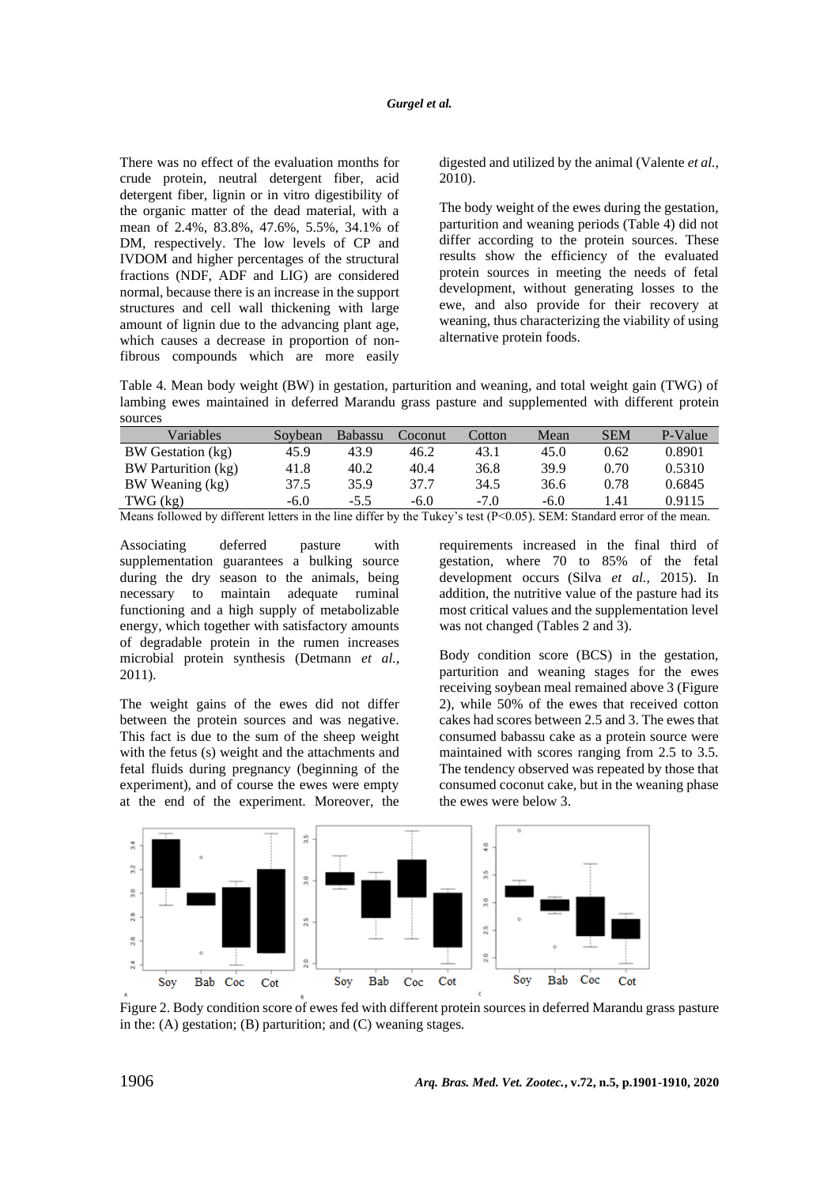There was no effect of the evaluation months for crude protein, neutral detergent fiber, acid detergent fiber, lignin or in vitro digestibility of the organic matter of the dead material, with a mean of 2.4%, 83.8%, 47.6%, 5.5%, 34.1% of DM, respectively. The low levels of CP and IVDOM and higher percentages of the structural fractions (NDF, ADF and LIG) are considered normal, because there is an increase in the support structures and cell wall thickening with large amount of lignin due to the advancing plant age, which causes a decrease in proportion of non-fibrous compounds which are more easily digested and utilized by the animal (Valente *et al.,* 2010).

The body weight of the ewes during the gestation, parturition and weaning periods (Table 4) did not differ according to the protein sources. These results show the efficiency of the evaluated protein sources in meeting the needs of fetal development, without generating losses to the ewe, and also provide for their recovery at weaning, thus characterizing the viability of using alternative protein foods.

Table 4. Mean body weight (BW) in gestation, parturition and weaning, and total weight gain (TWG) of lambing ewes maintained in deferred Marandu grass pasture and supplemented with different protein sources

| Variables | Soybean | Babassu | Coconut | Cotton | Mean | SEM | P-Value |
|---|---|---|---|---|---|---|---|
| BW Gestation (kg) | 45.9 | 43.9 | 46.2 | 43.1 | 45.0 | 0.62 | 0.8901 |
| BW Parturition (kg) | 41.8 | 40.2 | 40.4 | 36.8 | 39.9 | 0.70 | 0.5310 |
| BW Weaning (kg) | 37.5 | 35.9 | 37.7 | 34.5 | 36.6 | 0.78 | 0.6845 |
| TWG (kg) | -6.0 | -5.5 | -6.0 | -7.0 | -6.0 | 1.41 | 0.9115 |

Means followed by different letters in the line differ by the Tukey's test ($P<0.05$). SEM: Standard error of the mean.

Associating deferred pasture with supplementation guarantees a bulking source during the dry season to the animals, being necessary to maintain adequate ruminal functioning and a high supply of metabolizable energy, which together with satisfactory amounts of degradable protein in the rumen increases microbial protein synthesis (Detmann *et al.,* 2011).

The weight gains of the ewes did not differ between the protein sources and was negative. This fact is due to the sum of the sheep weight with the fetus (s) weight and the attachments and fetal fluids during pregnancy (beginning of the experiment), and of course the ewes were empty at the end of the experiment. Moreover, the requirements increased in the final third of gestation, where 70 to 85% of the fetal development occurs (Silva *et al.,* 2015). In addition, the nutritive value of the pasture had its most critical values and the supplementation level was not changed (Tables 2 and 3).

Body condition score (BCS) in the gestation, parturition and weaning stages for the ewes receiving soybean meal remained above 3 (Figure 2), while 50% of the ewes that received cotton cakes had scores between 2.5 and 3. The ewes that consumed babassu cake as a protein source were maintained with scores ranging from 2.5 to 3.5. The tendency observed was repeated by those that consumed coconut cake, but in the weaning phase the ewes were below 3.

Figure 2. Body condition score of ewes fed with different protein sources in deferred Marandu grass pasture in the: (A) gestation; (B) parturition; and (C) weaning stages.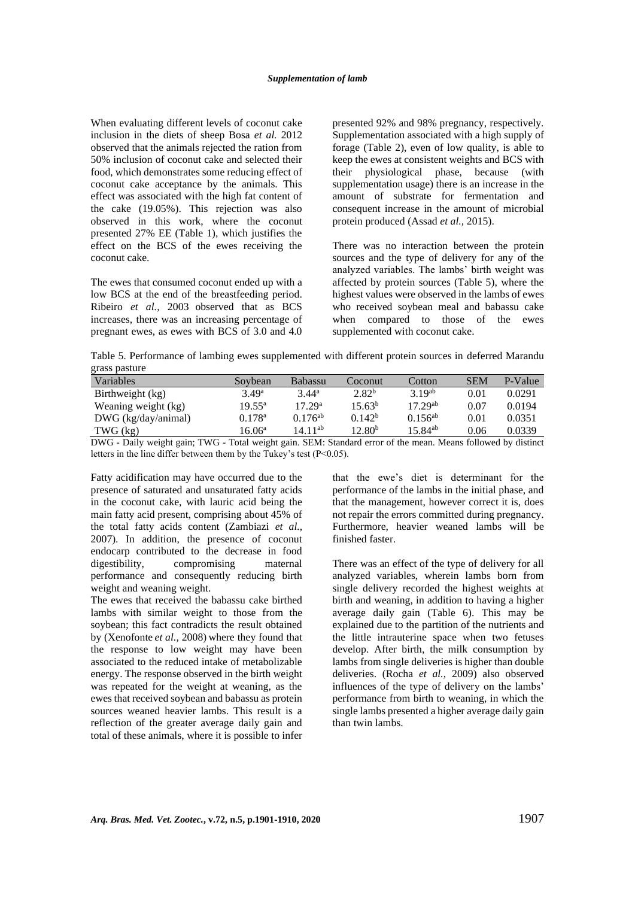When evaluating different levels of coconut cake inclusion in the diets of sheep Bosa *et al.* 2012 observed that the animals rejected the ration from 50% inclusion of coconut cake and selected their food, which demonstrates some reducing effect of coconut cake acceptance by the animals. This effect was associated with the high fat content of the cake (19.05%). This rejection was also observed in this work, where the coconut presented 27% EE (Table 1), which justifies the effect on the BCS of the ewes receiving the coconut cake.

The ewes that consumed coconut ended up with a low BCS at the end of the breastfeeding period. Ribeiro *et al.,* 2003 observed that as BCS increases, there was an increasing percentage of pregnant ewes, as ewes with BCS of 3.0 and 4.0 presented 92% and 98% pregnancy, respectively. Supplementation associated with a high supply of forage (Table 2), even of low quality, is able to keep the ewes at consistent weights and BCS with their physiological phase, because (with supplementation usage) there is an increase in the amount of substrate for fermentation and consequent increase in the amount of microbial protein produced (Assad *et al.,* 2015).

There was no interaction between the protein sources and the type of delivery for any of the analyzed variables. The lambs' birth weight was affected by protein sources (Table 5), where the highest values were observed in the lambs of ewes who received soybean meal and babassu cake when compared to those of the ewes supplemented with coconut cake.

Table 5. Performance of lambing ewes supplemented with different protein sources in deferred Marandu grass pasture

| Variables | Soybean | Babassu | Coconut | Cotton | SEM | P-Value |
|---|---|---|---|---|---|---|
| Birthweight (kg) | 3.49[a] | 3.44[a] | 2.82[b] | 3.19[ab] | 0.01 | 0.0291 |
| Weaning weight (kg) | 19.55[a] | 17.29[a] | 15.63[b] | 17.29[ab] | 0.07 | 0.0194 |
| DWG (kg/day/animal) | 0.178[a] | 0.176[ab] | 0.142[b] | 0.156[ab] | 0.01 | 0.0351 |
| TWG (kg) | 16.06[a] | 14.11[ab] | 12.80[b] | 15.84[ab] | 0.06 | 0.0339 |

DWG - Daily weight gain; TWG - Total weight gain. SEM: Standard error of the mean. Means followed by distinct letters in the line differ between them by the Tukey's test ($P<0.05$).

Fatty acidification may have occurred due to the presence of saturated and unsaturated fatty acids in the coconut cake, with lauric acid being the main fatty acid present, comprising about 45% of the total fatty acids content (Zambiazi *et al.,* 2007). In addition, the presence of coconut endocarp contributed to the decrease in food digestibility, compromising maternal performance and consequently reducing birth weight and weaning weight.

The ewes that received the babassu cake birthed lambs with similar weight to those from the soybean; this fact contradicts the result obtained by (Xenofonte *et al.,* 2008) where they found that the response to low weight may have been associated to the reduced intake of metabolizable energy. The response observed in the birth weight was repeated for the weight at weaning, as the ewes that received soybean and babassu as protein sources weaned heavier lambs. This result is a reflection of the greater average daily gain and total of these animals, where it is possible to infer that the ewe's diet is determinant for the performance of the lambs in the initial phase, and that the management, however correct it is, does not repair the errors committed during pregnancy. Furthermore, heavier weaned lambs will be finished faster.

There was an effect of the type of delivery for all analyzed variables, wherein lambs born from single delivery recorded the highest weights at birth and weaning, in addition to having a higher average daily gain (Table 6). This may be explained due to the partition of the nutrients and the little intrauterine space when two fetuses develop. After birth, the milk consumption by lambs from single deliveries is higher than double deliveries. (Rocha *et al.,* 2009) also observed influences of the type of delivery on the lambs' performance from birth to weaning, in which the single lambs presented a higher average daily gain than twin lambs.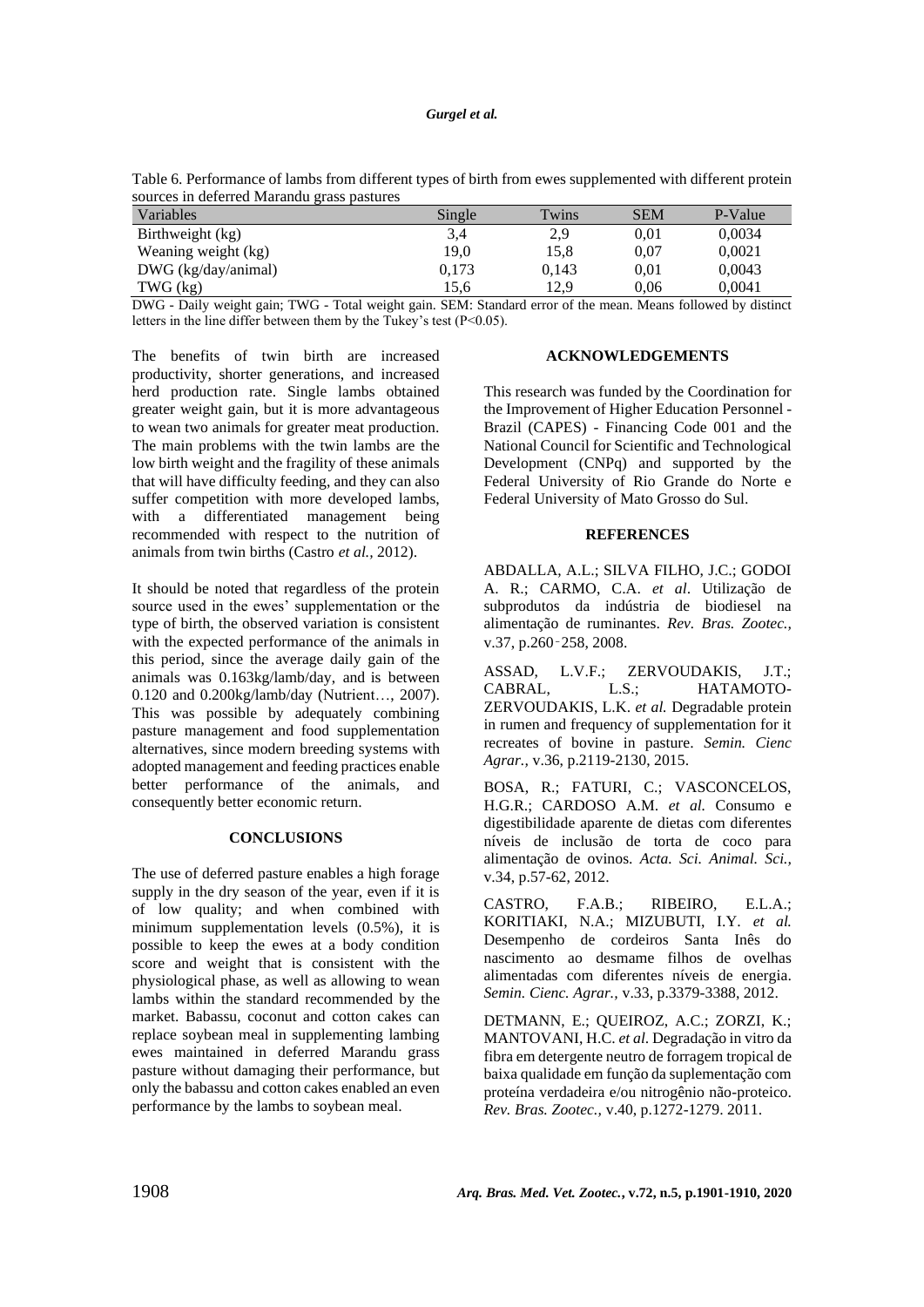Table 6. Performance of lambs from different types of birth from ewes supplemented with different protein sources in deferred Marandu grass pastures

| Variables | Single | Twins | SEM | P-Value |
|---|---|---|---|---|
| Birthweight (kg) | 3,4 | 2,9 | 0,01 | 0,0034 |
| Weaning weight (kg) | 19,0 | 15,8 | 0,07 | 0,0021 |
| DWG (kg/day/animal) | 0,173 | 0,143 | 0,01 | 0,0043 |
| TWG (kg) | 15,6 | 12,9 | 0,06 | 0,0041 |

DWG - Daily weight gain; TWG - Total weight gain. SEM: Standard error of the mean. Means followed by distinct letters in the line differ between them by the Tukey's test (P<0.05).

The benefits of twin birth are increased productivity, shorter generations, and increased herd production rate. Single lambs obtained greater weight gain, but it is more advantageous to wean two animals for greater meat production. The main problems with the twin lambs are the low birth weight and the fragility of these animals that will have difficulty feeding, and they can also suffer competition with more developed lambs, with a differentiated management being recommended with respect to the nutrition of animals from twin births (Castro *et al.,* 2012).

It should be noted that regardless of the protein source used in the ewes' supplementation or the type of birth, the observed variation is consistent with the expected performance of the animals in this period, since the average daily gain of the animals was 0.163kg/lamb/day, and is between 0.120 and 0.200kg/lamb/day (Nutrient…, 2007). This was possible by adequately combining pasture management and food supplementation alternatives, since modern breeding systems with adopted management and feeding practices enable better performance of the animals, and consequently better economic return.

## CONCLUSIONS

The use of deferred pasture enables a high forage supply in the dry season of the year, even if it is of low quality; and when combined with minimum supplementation levels (0.5%), it is possible to keep the ewes at a body condition score and weight that is consistent with the physiological phase, as well as allowing to wean lambs within the standard recommended by the market. Babassu, coconut and cotton cakes can replace soybean meal in supplementing lambing ewes maintained in deferred Marandu grass pasture without damaging their performance, but only the babassu and cotton cakes enabled an even performance by the lambs to soybean meal.

## ACKNOWLEDGEMENTS

This research was funded by the Coordination for the Improvement of Higher Education Personnel - Brazil (CAPES) - Financing Code 001 and the National Council for Scientific and Technological Development (CNPq) and supported by the Federal University of Rio Grande do Norte e Federal University of Mato Grosso do Sul.

## REFERENCES

ABDALLA, A.L.; SILVA FILHO, J.C.; GODOI A. R.; CARMO, C.A. *et al*. Utilização de subprodutos da indústria de biodiesel na alimentação de ruminantes. *Rev. Bras. Zootec.,* v.37, p.260‑258, 2008.

ASSAD, L.V.F.; ZERVOUDAKIS, J.T.; CABRAL, L.S.; HATAMOTO-ZERVOUDAKIS, L.K. *et al.* Degradable protein in rumen and frequency of supplementation for it recreates of bovine in pasture. *Semin. Cienc Agrar.,* v.36, p.2119-2130, 2015.

BOSA, R.; FATURI, C.; VASCONCELOS, H.G.R.; CARDOSO A.M. *et al.* Consumo e digestibilidade aparente de dietas com diferentes níveis de inclusão de torta de coco para alimentação de ovinos. *Acta. Sci. Animal. Sci.,* v.34, p.57-62, 2012.

CASTRO, F.A.B.; RIBEIRO, E.L.A.; KORITIAKI, N.A.; MIZUBUTI, I.Y. *et al.* Desempenho de cordeiros Santa Inês do nascimento ao desmame filhos de ovelhas alimentadas com diferentes níveis de energia. *Semin. Cienc. Agrar.,* v.33, p.3379-3388, 2012.

DETMANN, E.; QUEIROZ, A.C.; ZORZI, K.; MANTOVANI, H.C. *et al*. Degradação in vitro da fibra em detergente neutro de forragem tropical de baixa qualidade em função da suplementação com proteína verdadeira e/ou nitrogênio não-proteico. *Rev. Bras. Zootec.,* v.40, p.1272-1279. 2011.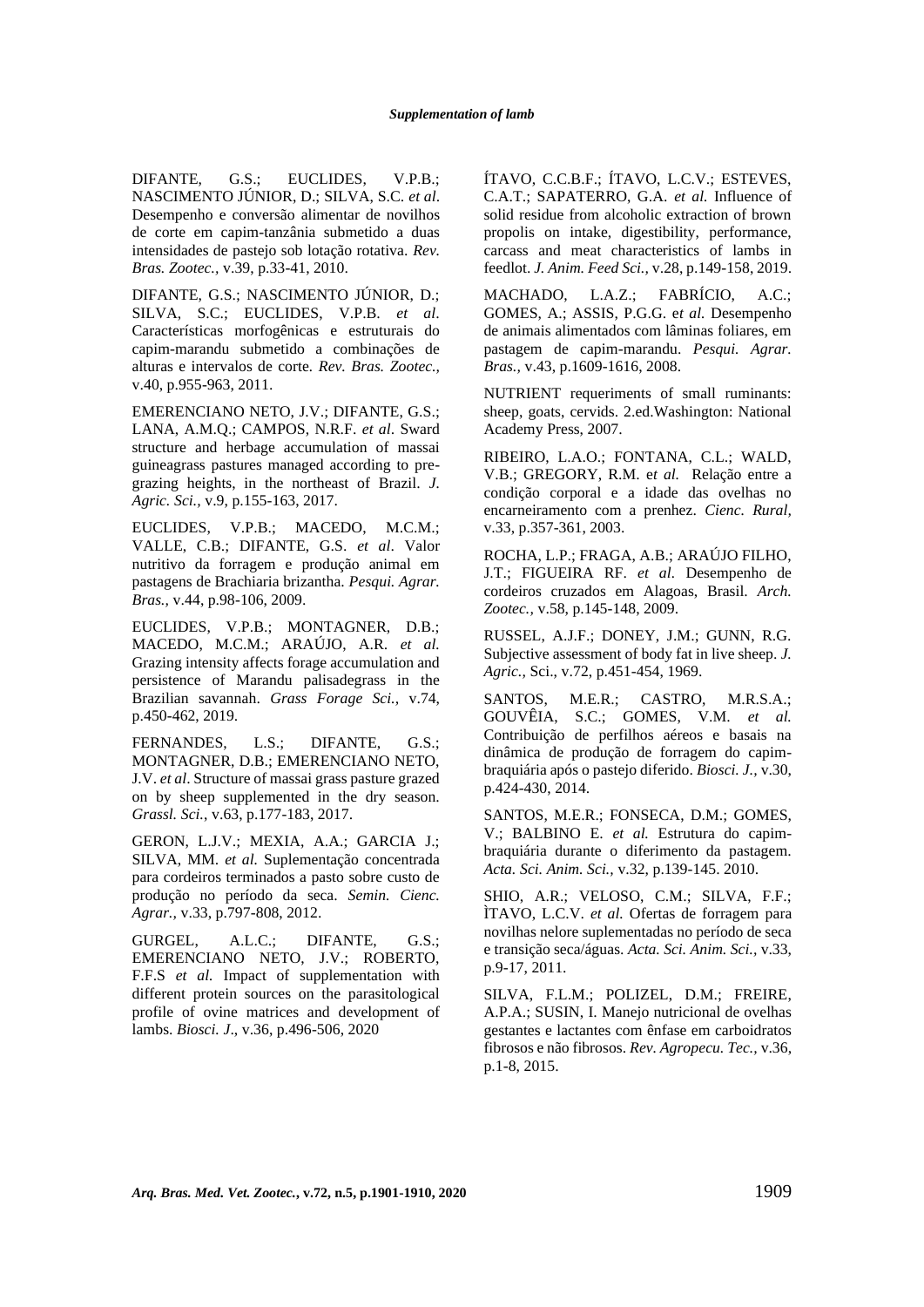DIFANTE, G.S.; EUCLIDES, V.P.B.; NASCIMENTO JÚNIOR, D.; SILVA, S.C. *et al*. Desempenho e conversão alimentar de novilhos de corte em capim-tanzânia submetido a duas intensidades de pastejo sob lotação rotativa. *Rev. Bras. Zootec.*, v.39, p.33-41, 2010.

DIFANTE, G.S.; NASCIMENTO JÚNIOR, D.; SILVA, S.C.; EUCLIDES, V.P.B. *et al*. Características morfogênicas e estruturais do capim-marandu submetido a combinações de alturas e intervalos de corte. *Rev. Bras. Zootec.*, v.40, p.955-963, 2011.

EMERENCIANO NETO, J.V.; DIFANTE, G.S.; LANA, A.M.Q.; CAMPOS, N.R.F. *et al*. Sward structure and herbage accumulation of massai guineagrass pastures managed according to pre-grazing heights, in the northeast of Brazil. *J. Agric. Sci.*, v.9, p.155-163, 2017.

EUCLIDES, V.P.B.; MACEDO, M.C.M.; VALLE, C.B.; DIFANTE, G.S. *et al*. Valor nutritivo da forragem e produção animal em pastagens de Brachiaria brizantha. *Pesqui. Agrar. Bras.*, v.44, p.98-106, 2009.

EUCLIDES, V.P.B.; MONTAGNER, D.B.; MACEDO, M.C.M.; ARAÚJO, A.R. *et al.* Grazing intensity affects forage accumulation and persistence of Marandu palisadegrass in the Brazilian savannah. *Grass Forage Sci.*, v.74, p.450-462, 2019.

FERNANDES, L.S.; DIFANTE, G.S.; MONTAGNER, D.B.; EMERENCIANO NETO, J.V. *et al*. Structure of massai grass pasture grazed on by sheep supplemented in the dry season. *Grassl. Sci.*, v.63, p.177-183, 2017.

GERON, L.J.V.; MEXIA, A.A.; GARCIA J.; SILVA, MM. *et al.* Suplementação concentrada para cordeiros terminados a pasto sobre custo de produção no período da seca. *Semin. Cienc. Agrar.*, v.33, p.797-808, 2012.

GURGEL, A.L.C.; DIFANTE, G.S.; EMERENCIANO NETO, J.V.; ROBERTO, F.F.S *et al.* Impact of supplementation with different protein sources on the parasitological profile of ovine matrices and development of lambs. *Biosci. J*., v.36, p.496-506, 2020

ÍTAVO, C.C.B.F.; ÍTAVO, L.C.V.; ESTEVES, C.A.T.; SAPATERRO, G.A. *et al.* Influence of solid residue from alcoholic extraction of brown propolis on intake, digestibility, performance, carcass and meat characteristics of lambs in feedlot. *J. Anim. Feed Sci.*, v.28, p.149-158, 2019.

MACHADO, L.A.Z.; FABRÍCIO, A.C.; GOMES, A.; ASSIS, P.G.G. e*t al.* Desempenho de animais alimentados com lâminas foliares, em pastagem de capim-marandu. *Pesqui. Agrar. Bras.*, v.43, p.1609-1616, 2008.

NUTRIENT requeriments of small ruminants: sheep, goats, cervids. 2.ed.Washington: National Academy Press, 2007.

RIBEIRO, L.A.O.; FONTANA, C.L.; WALD, V.B.; GREGORY, R.M. e*t al.* Relação entre a condição corporal e a idade das ovelhas no encarneiramento com a prenhez. *Cienc. Rural*, v.33, p.357-361, 2003.

ROCHA, L.P.; FRAGA, A.B.; ARAÚJO FILHO, J.T.; FIGUEIRA RF. *et al*. Desempenho de cordeiros cruzados em Alagoas, Brasil. *Arch. Zootec.*, v.58, p.145-148, 2009.

RUSSEL, A.J.F.; DONEY, J.M.; GUNN, R.G. Subjective assessment of body fat in live sheep. *J. Agric.*, Sci., v.72, p.451-454, 1969.

SANTOS, M.E.R.; CASTRO, M.R.S.A.; GOUVÊIA, S.C.; GOMES, V.M. *et al.* Contribuição de perfilhos aéreos e basais na dinâmica de produção de forragem do capim-braquiária após o pastejo diferido. *Biosci. J.*, v.30, p.424-430, 2014.

SANTOS, M.E.R.; FONSECA, D.M.; GOMES, V.; BALBINO E. *et al.* Estrutura do capim-braquiária durante o diferimento da pastagem. *Acta. Sci. Anim. Sci.*, v.32, p.139-145. 2010.

SHIO, A.R.; VELOSO, C.M.; SILVA, F.F.; ÌTAVO, L.C.V. *et al.* Ofertas de forragem para novilhas nelore suplementadas no período de seca e transição seca/águas. *Acta. Sci. Anim. Sci.*, v.33, p.9-17, 2011.

SILVA, F.L.M.; POLIZEL, D.M.; FREIRE, A.P.A.; SUSIN, I. Manejo nutricional de ovelhas gestantes e lactantes com ênfase em carboidratos fibrosos e não fibrosos. *Rev. Agropecu. Tec.*, v.36, p.1-8, 2015.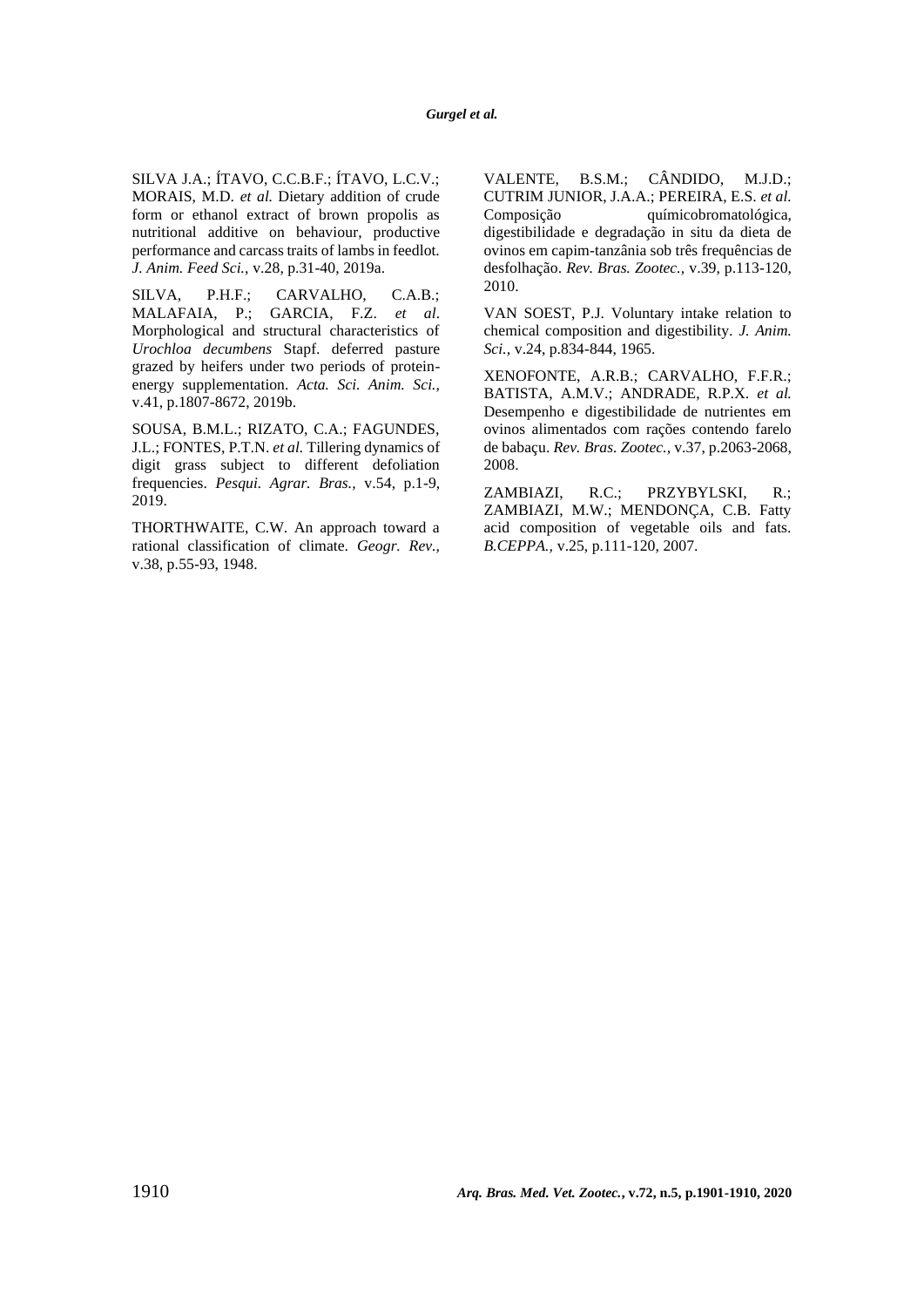SILVA J.A.; ÍTAVO, C.C.B.F.; ÍTAVO, L.C.V.; MORAIS, M.D. *et al.* Dietary addition of crude form or ethanol extract of brown propolis as nutritional additive on behaviour, productive performance and carcass traits of lambs in feedlot. *J. Anim. Feed Sci.,* v.28, p.31-40, 2019a.

SILVA, P.H.F.; CARVALHO, C.A.B.; MALAFAIA, P.; GARCIA, F.Z. *et al*. Morphological and structural characteristics of *Urochloa decumbens* Stapf. deferred pasture grazed by heifers under two periods of protein-energy supplementation. *Acta. Sci. Anim. Sci.,* v.41, p.1807-8672, 2019b.

SOUSA, B.M.L.; RIZATO, C.A.; FAGUNDES, J.L.; FONTES, P.T.N. *et al*. Tillering dynamics of digit grass subject to different defoliation frequencies. *Pesqui. Agrar. Bras.,* v.54, p.1-9, 2019.

THORTHWAITE, C.W. An approach toward a rational classification of climate. *Geogr. Rev.,* v.38, p.55-93, 1948.

VALENTE, B.S.M.; CÂNDIDO, M.J.D.; CUTRIM JUNIOR, J.A.A.; PEREIRA, E.S. *et al.* Composição químicobromatológica, digestibilidade e degradação in situ da dieta de ovinos em capim-tanzânia sob três frequências de desfolhação. *Rev. Bras. Zootec.,* v.39, p.113-120, 2010.

VAN SOEST, P.J. Voluntary intake relation to chemical composition and digestibility. *J. Anim. Sci.,* v.24, p.834-844, 1965.

XENOFONTE, A.R.B.; CARVALHO, F.F.R.; BATISTA, A.M.V.; ANDRADE, R.P.X. *et al.* Desempenho e digestibilidade de nutrientes em ovinos alimentados com rações contendo farelo de babaçu. *Rev. Bras. Zootec.,* v.37, p.2063-2068, 2008.

ZAMBIAZI, R.C.; PRZYBYLSKI, R.; ZAMBIAZI, M.W.; MENDONÇA, C.B. Fatty acid composition of vegetable oils and fats. *B.CEPPA.,* v.25, p.111-120, 2007.